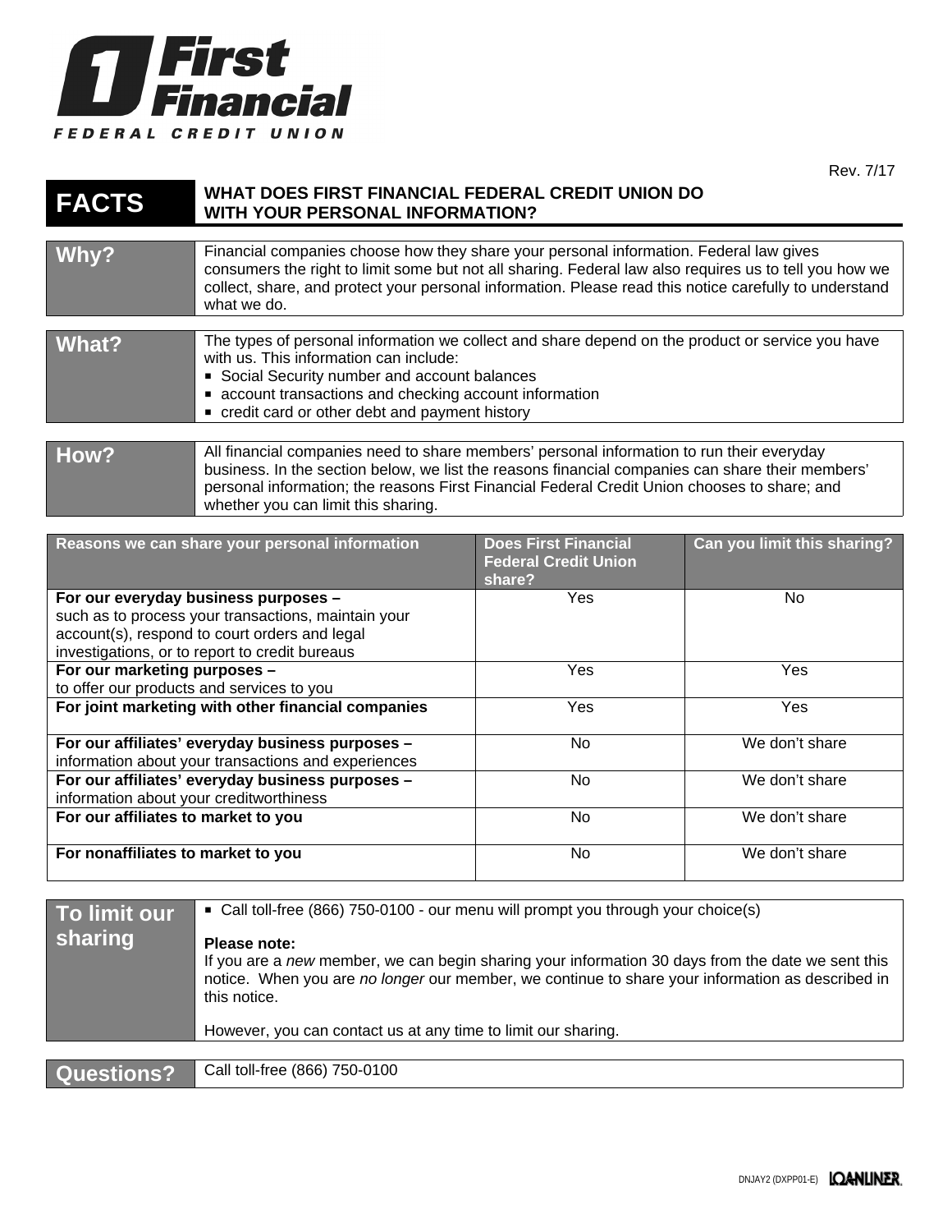**First Financial**
FEDERAL CREDIT UNION

Rev. 7/17

# FACTS — WHAT DOES FIRST FINANCIAL FEDERAL CREDIT UNION DO WITH YOUR PERSONAL INFORMATION?

| | |
|---|---|
| **Why?** | Financial companies choose how they share your personal information. Federal law gives consumers the right to limit some but not all sharing. Federal law also requires us to tell you how we collect, share, and protect your personal information. Please read this notice carefully to understand what we do. |

| | |
|---|---|
| **What?** | The types of personal information we collect and share depend on the product or service you have with us. This information can include:<br>▪ Social Security number and account balances<br>▪ account transactions and checking account information<br>▪ credit card or other debt and payment history |

| | |
|---|---|
| **How?** | All financial companies need to share members' personal information to run their everyday business. In the section below, we list the reasons financial companies can share their members' personal information; the reasons First Financial Federal Credit Union chooses to share; and whether you can limit this sharing. |

| Reasons we can share your personal information | Does First Financial Federal Credit Union share? | Can you limit this sharing? |
|---|---|---|
| **For our everyday business purposes –** such as to process your transactions, maintain your account(s), respond to court orders and legal investigations, or to report to credit bureaus | Yes | No |
| **For our marketing purposes –** to offer our products and services to you | Yes | Yes |
| **For joint marketing with other financial companies** | Yes | Yes |
| **For our affiliates' everyday business purposes –** information about your transactions and experiences | No | We don't share |
| **For our affiliates' everyday business purposes –** information about your creditworthiness | No | We don't share |
| **For our affiliates to market to you** | No | We don't share |
| **For nonaffiliates to market to you** | No | We don't share |

| | |
|---|---|
| **To limit our sharing** | ▪ Call toll-free (866) 750-0100 - our menu will prompt you through your choice(s)<br><br>**Please note:**<br>If you are a *new* member, we can begin sharing your information 30 days from the date we sent this notice. When you are *no longer* our member, we continue to share your information as described in this notice.<br><br>However, you can contact us at any time to limit our sharing. |

| | |
|---|---|
| **Questions?** | Call toll-free (866) 750-0100 |

DNJAY2 (DXPP01-E) LOANLINER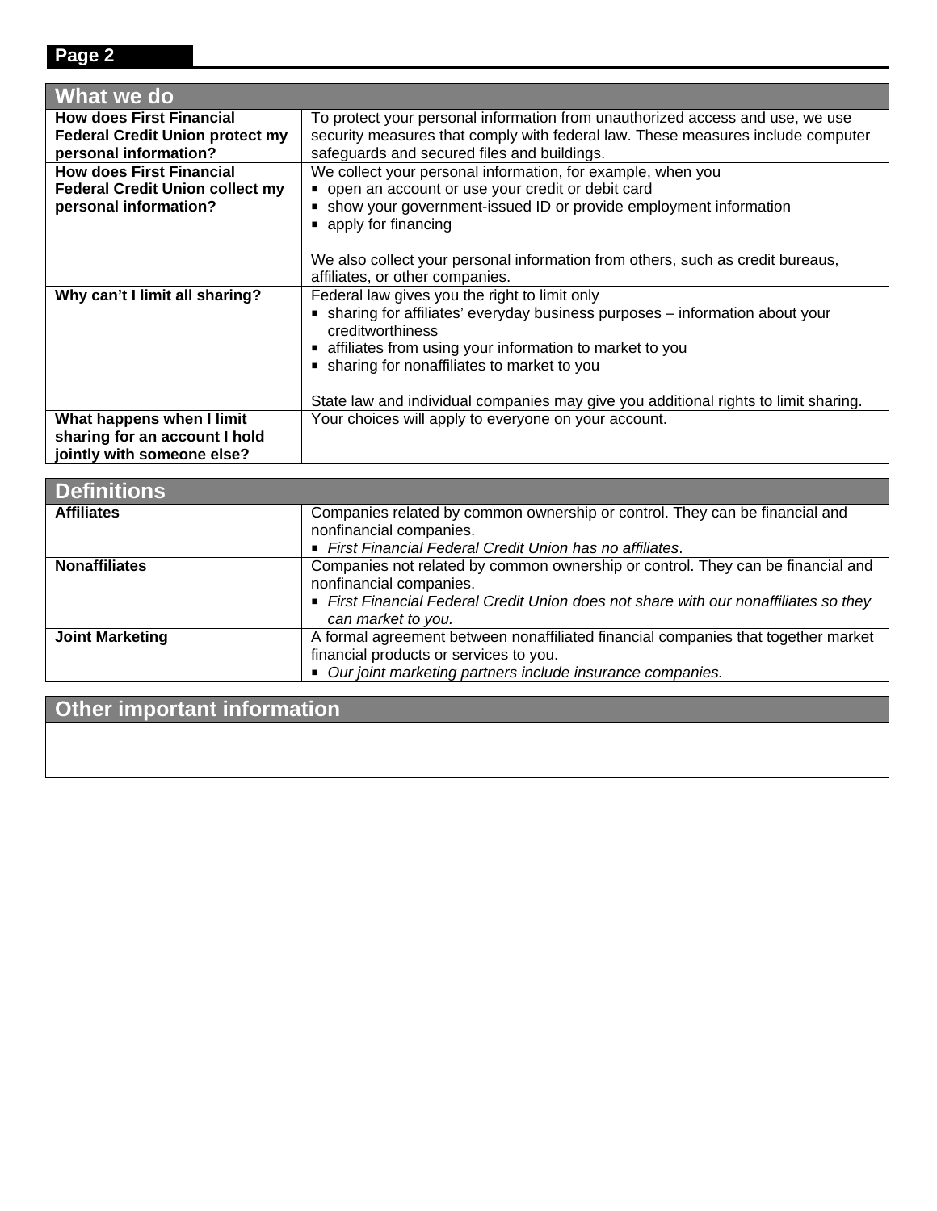| What we do | |
|---|---|
| **How does First Financial Federal Credit Union protect my personal information?** | To protect your personal information from unauthorized access and use, we use security measures that comply with federal law. These measures include computer safeguards and secured files and buildings. |
| **How does First Financial Federal Credit Union collect my personal information?** | We collect your personal information, for example, when you <br>▪ open an account or use your credit or debit card <br>▪ show your government-issued ID or provide employment information <br>▪ apply for financing <br><br>We also collect your personal information from others, such as credit bureaus, affiliates, or other companies. |
| **Why can't I limit all sharing?** | Federal law gives you the right to limit only <br>▪ sharing for affiliates' everyday business purposes – information about your creditworthiness <br>▪ affiliates from using your information to market to you <br>▪ sharing for nonaffiliates to market to you <br><br>State law and individual companies may give you additional rights to limit sharing. |
| **What happens when I limit sharing for an account I hold jointly with someone else?** | Your choices will apply to everyone on your account. |

| Definitions | |
|---|---|
| **Affiliates** | Companies related by common ownership or control. They can be financial and nonfinancial companies. <br>▪ *First Financial Federal Credit Union has no affiliates*. |
| **Nonaffiliates** | Companies not related by common ownership or control. They can be financial and nonfinancial companies. <br>▪ *First Financial Federal Credit Union does not share with our nonaffiliates so they can market to you.* |
| **Joint Marketing** | A formal agreement between nonaffiliated financial companies that together market financial products or services to you. <br>▪ *Our joint marketing partners include insurance companies.* |

## Other important information